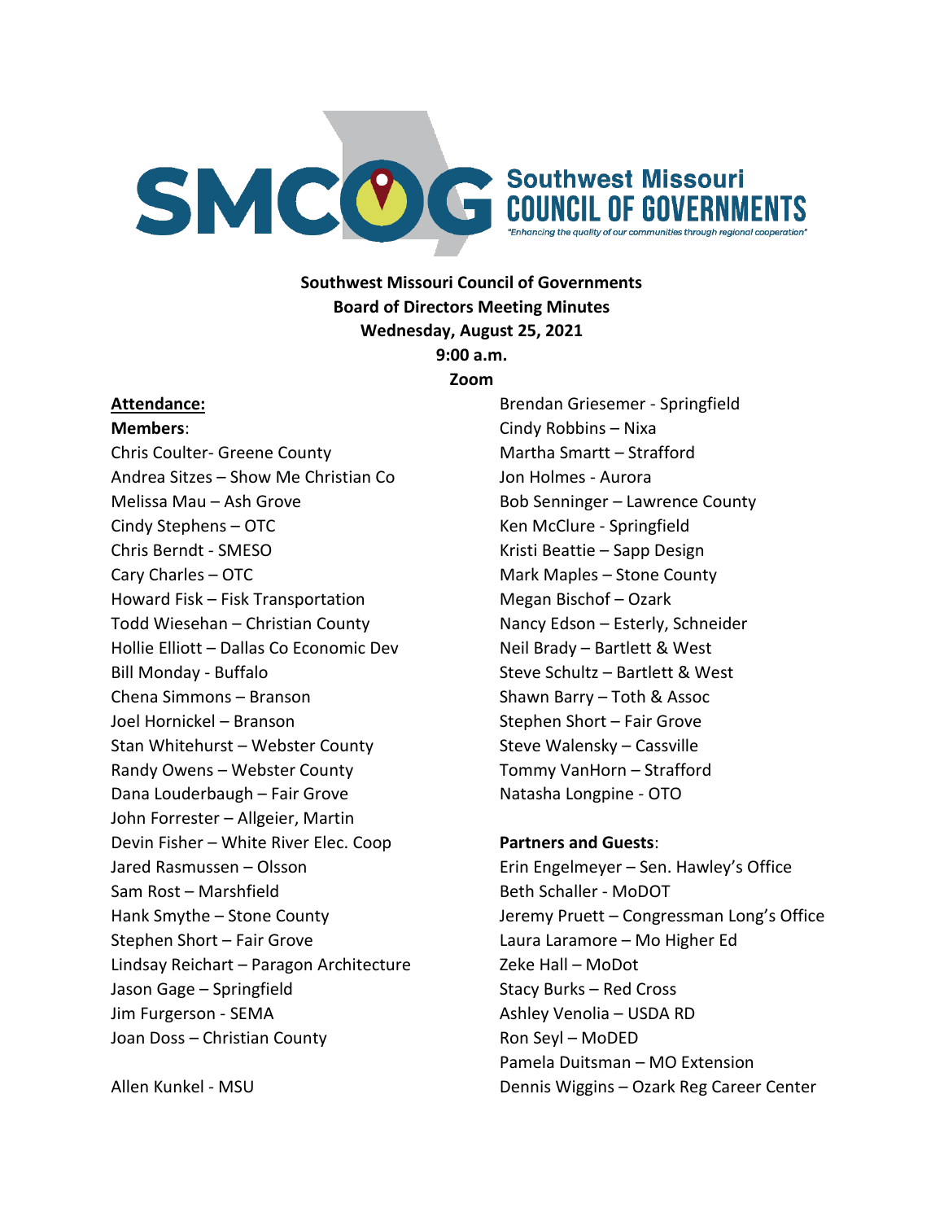Southwest Missouri COUNCIL OF GOVERNMENTS

*"Enhancing the quality of our communities through regional cooperation"*

**Southwest Missouri Council of Governments**
**Board of Directors Meeting Minutes**
**Wednesday, August 25, 2021**
**9:00 a.m.**
**Zoom**

**Attendance:**

**Members**:

Chris Coulter- Greene County
Andrea Sitzes – Show Me Christian Co
Melissa Mau – Ash Grove
Cindy Stephens – OTC
Chris Berndt - SMESO
Cary Charles – OTC
Howard Fisk – Fisk Transportation
Todd Wiesehan – Christian County
Hollie Elliott – Dallas Co Economic Dev
Bill Monday - Buffalo
Chena Simmons – Branson
Joel Hornickel – Branson
Stan Whitehurst – Webster County
Randy Owens – Webster County
Dana Louderbaugh – Fair Grove
John Forrester – Allgeier, Martin
Devin Fisher – White River Elec. Coop
Jared Rasmussen – Olsson
Sam Rost – Marshfield
Hank Smythe – Stone County
Stephen Short – Fair Grove
Lindsay Reichart – Paragon Architecture
Jason Gage – Springfield
Jim Furgerson - SEMA
Joan Doss – Christian County

Allen Kunkel - MSU

Brendan Griesemer - Springfield
Cindy Robbins – Nixa
Martha Smartt – Strafford
Jon Holmes - Aurora
Bob Senninger – Lawrence County
Ken McClure - Springfield
Kristi Beattie – Sapp Design
Mark Maples – Stone County
Megan Bischof – Ozark
Nancy Edson – Esterly, Schneider
Neil Brady – Bartlett & West
Steve Schultz – Bartlett & West
Shawn Barry – Toth & Assoc
Stephen Short – Fair Grove
Steve Walensky – Cassville
Tommy VanHorn – Strafford
Natasha Longpine - OTO

**Partners and Guests**:

Erin Engelmeyer – Sen. Hawley's Office
Beth Schaller - MoDOT
Jeremy Pruett – Congressman Long's Office
Laura Laramore – Mo Higher Ed
Zeke Hall – MoDot
Stacy Burks – Red Cross
Ashley Venolia – USDA RD
Ron Seyl – MoDED
Pamela Duitsman – MO Extension
Dennis Wiggins – Ozark Reg Career Center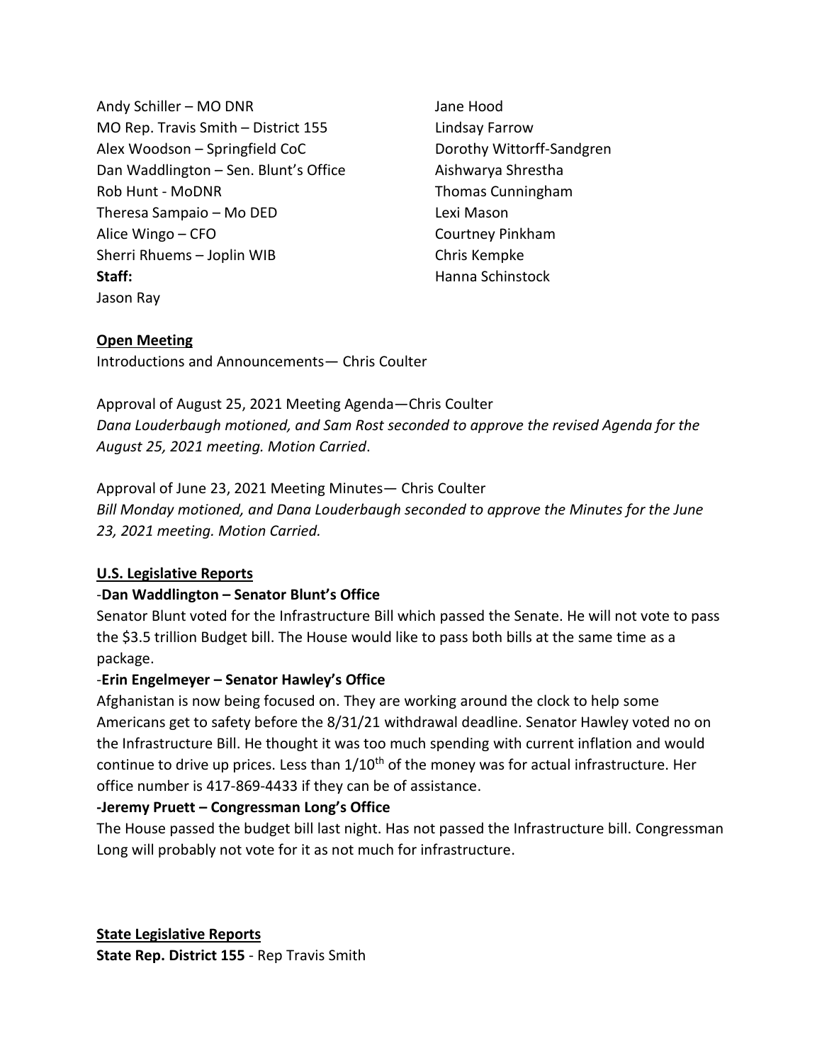Andy Schiller – MO DNR
MO Rep. Travis Smith – District 155
Alex Woodson – Springfield CoC
Dan Waddlington – Sen. Blunt's Office
Rob Hunt - MoDNR
Theresa Sampaio – Mo DED
Alice Wingo – CFO
Sherri Rhuems – Joplin WIB
**Staff:**
Jason Ray

Jane Hood
Lindsay Farrow
Dorothy Wittorff-Sandgren
Aishwarya Shrestha
Thomas Cunningham
Lexi Mason
Courtney Pinkham
Chris Kempke
Hanna Schinstock

**Open Meeting**

Introductions and Announcements— Chris Coulter

Approval of August 25, 2021 Meeting Agenda—Chris Coulter
*Dana Louderbaugh motioned, and Sam Rost seconded to approve the revised Agenda for the August 25, 2021 meeting. Motion Carried*.

Approval of June 23, 2021 Meeting Minutes— Chris Coulter
*Bill Monday motioned, and Dana Louderbaugh seconded to approve the Minutes for the June 23, 2021 meeting. Motion Carried.*

**U.S. Legislative Reports**

-**Dan Waddlington – Senator Blunt's Office**
Senator Blunt voted for the Infrastructure Bill which passed the Senate. He will not vote to pass the $3.5 trillion Budget bill. The House would like to pass both bills at the same time as a package.

-**Erin Engelmeyer – Senator Hawley's Office**
Afghanistan is now being focused on. They are working around the clock to help some Americans get to safety before the 8/31/21 withdrawal deadline. Senator Hawley voted no on the Infrastructure Bill. He thought it was too much spending with current inflation and would continue to drive up prices. Less than 1/10th of the money was for actual infrastructure. Her office number is 417-869-4433 if they can be of assistance.

**-Jeremy Pruett – Congressman Long's Office**
The House passed the budget bill last night. Has not passed the Infrastructure bill. Congressman Long will probably not vote for it as not much for infrastructure.

**State Legislative Reports**

**State Rep. District 155** - Rep Travis Smith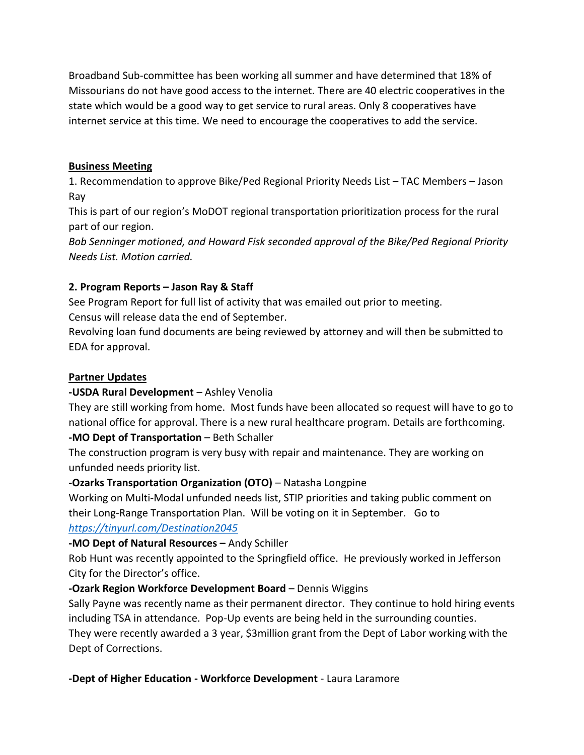Broadband Sub-committee has been working all summer and have determined that 18% of Missourians do not have good access to the internet. There are 40 electric cooperatives in the state which would be a good way to get service to rural areas. Only 8 cooperatives have internet service at this time. We need to encourage the cooperatives to add the service.

**Business Meeting**

1. Recommendation to approve Bike/Ped Regional Priority Needs List – TAC Members – Jason Ray

This is part of our region's MoDOT regional transportation prioritization process for the rural part of our region.

*Bob Senninger motioned, and Howard Fisk seconded approval of the Bike/Ped Regional Priority Needs List. Motion carried.*

**2. Program Reports – Jason Ray & Staff**

See Program Report for full list of activity that was emailed out prior to meeting.

Census will release data the end of September.

Revolving loan fund documents are being reviewed by attorney and will then be submitted to EDA for approval.

**Partner Updates**

**-USDA Rural Development** – Ashley Venolia

They are still working from home. Most funds have been allocated so request will have to go to national office for approval. There is a new rural healthcare program. Details are forthcoming.

**-MO Dept of Transportation** – Beth Schaller

The construction program is very busy with repair and maintenance. They are working on unfunded needs priority list.

**-Ozarks Transportation Organization (OTO)** – Natasha Longpine

Working on Multi-Modal unfunded needs list, STIP priorities and taking public comment on their Long-Range Transportation Plan. Will be voting on it in September. Go to *https://tinyurl.com/Destination2045*

**-MO Dept of Natural Resources –** Andy Schiller

Rob Hunt was recently appointed to the Springfield office. He previously worked in Jefferson City for the Director's office.

**-Ozark Region Workforce Development Board** – Dennis Wiggins

Sally Payne was recently name as their permanent director. They continue to hold hiring events including TSA in attendance. Pop-Up events are being held in the surrounding counties.

They were recently awarded a 3 year, $3million grant from the Dept of Labor working with the Dept of Corrections.

**-Dept of Higher Education - Workforce Development** - Laura Laramore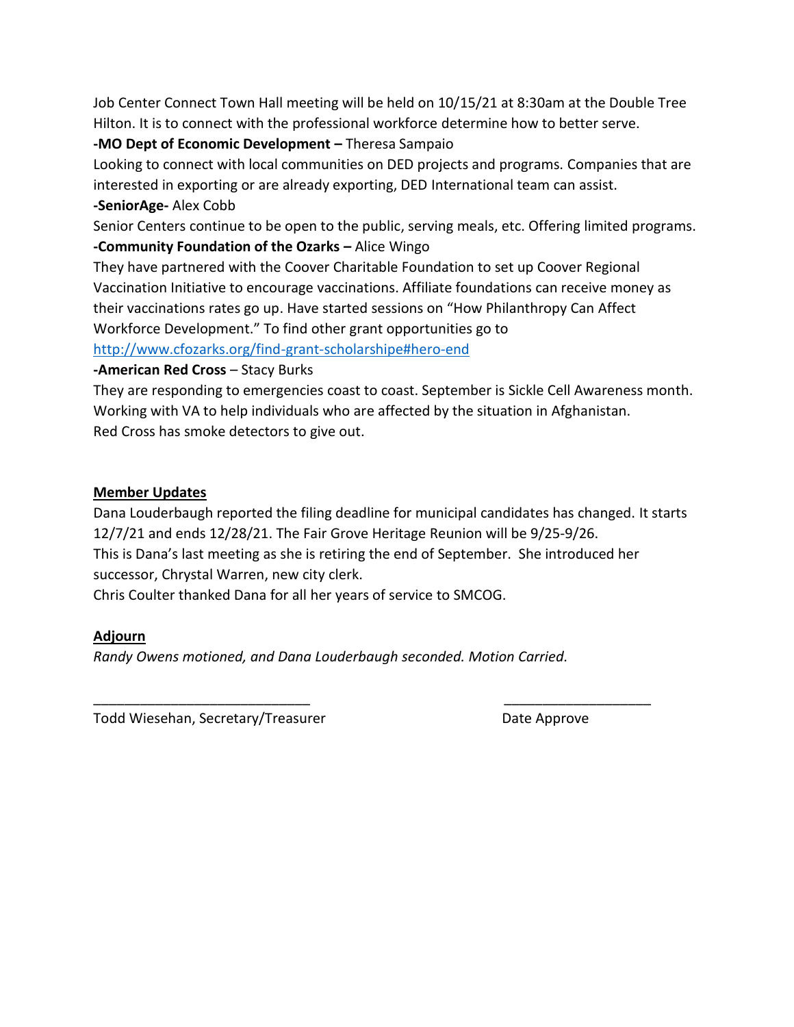Job Center Connect Town Hall meeting will be held on 10/15/21 at 8:30am at the Double Tree Hilton. It is to connect with the professional workforce determine how to better serve.

**-MO Dept of Economic Development –** Theresa Sampaio

Looking to connect with local communities on DED projects and programs. Companies that are interested in exporting or are already exporting, DED International team can assist.

**-SeniorAge-** Alex Cobb

Senior Centers continue to be open to the public, serving meals, etc. Offering limited programs.

**-Community Foundation of the Ozarks –** Alice Wingo

They have partnered with the Coover Charitable Foundation to set up Coover Regional Vaccination Initiative to encourage vaccinations. Affiliate foundations can receive money as their vaccinations rates go up. Have started sessions on "How Philanthropy Can Affect Workforce Development." To find other grant opportunities go to http://www.cfozarks.org/find-grant-scholarshipe#hero-end

**-American Red Cross** – Stacy Burks

They are responding to emergencies coast to coast. September is Sickle Cell Awareness month. Working with VA to help individuals who are affected by the situation in Afghanistan.

Red Cross has smoke detectors to give out.

## Member Updates

Dana Louderbaugh reported the filing deadline for municipal candidates has changed. It starts 12/7/21 and ends 12/28/21. The Fair Grove Heritage Reunion will be 9/25-9/26.

This is Dana's last meeting as she is retiring the end of September. She introduced her successor, Chrystal Warren, new city clerk.

Chris Coulter thanked Dana for all her years of service to SMCOG.

## Adjourn

*Randy Owens motioned, and Dana Louderbaugh seconded. Motion Carried.*

\_\_\_\_\_\_\_\_\_\_\_\_\_\_\_\_\_\_\_\_\_\_\_\_\_\_\_\_ \_\_\_\_\_\_\_\_\_\_\_\_\_\_\_\_\_\_\_\_

Todd Wiesehan, Secretary/Treasurer Date Approve